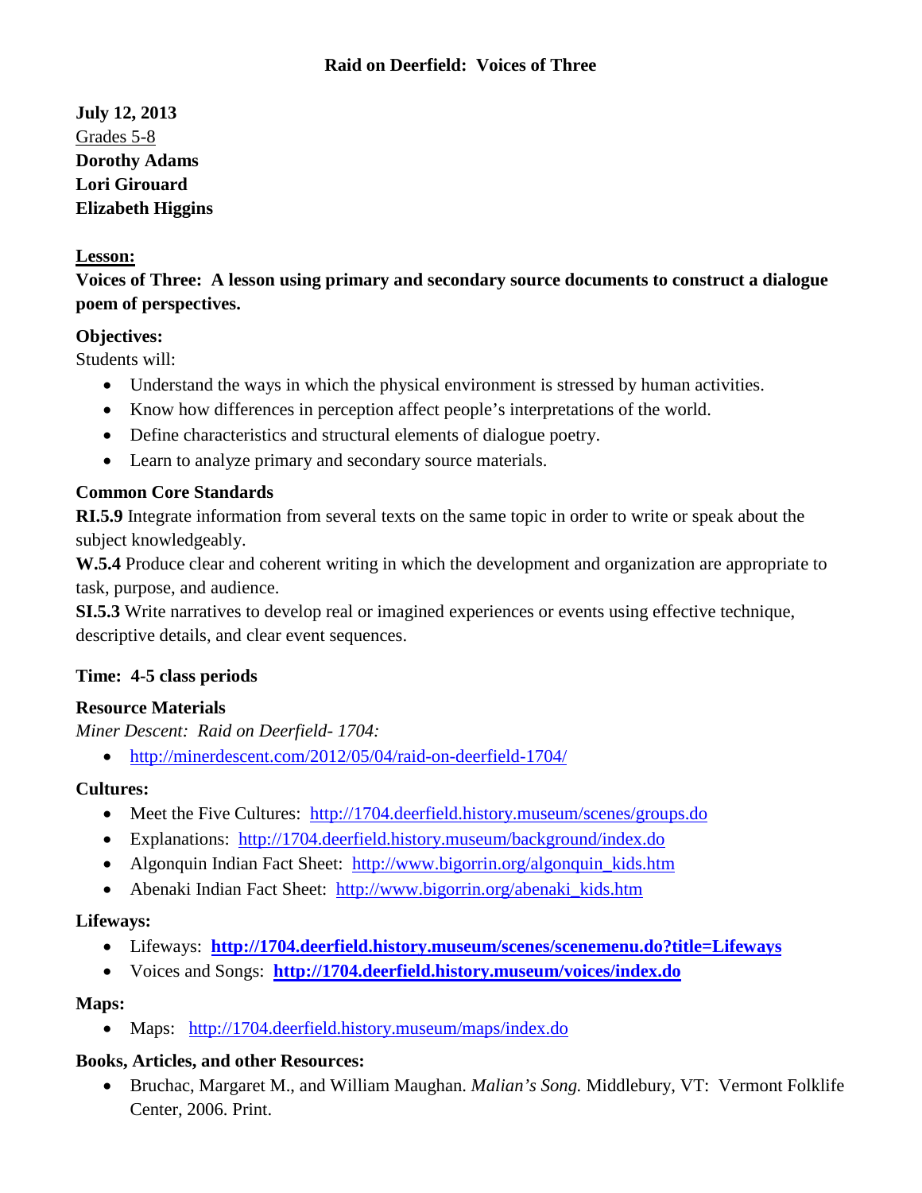# Raid on Deerfield: Voices of Three

**July 12, 2013**
Grades 5-8
**Dorothy Adams**
**Lori Girouard**
**Elizabeth Higgins**

## Lesson:

**Voices of Three: A lesson using primary and secondary source documents to construct a dialogue poem of perspectives.**

### Objectives:

Students will:

- Understand the ways in which the physical environment is stressed by human activities.
- Know how differences in perception affect people's interpretations of the world.
- Define characteristics and structural elements of dialogue poetry.
- Learn to analyze primary and secondary source materials.

### Common Core Standards

**RI.5.9** Integrate information from several texts on the same topic in order to write or speak about the subject knowledgeably.
**W.5.4** Produce clear and coherent writing in which the development and organization are appropriate to task, purpose, and audience.
**SI.5.3** Write narratives to develop real or imagined experiences or events using effective technique, descriptive details, and clear event sequences.

**Time: 4-5 class periods**

### Resource Materials

*Miner Descent: Raid on Deerfield- 1704:*

- http://minerdescent.com/2012/05/04/raid-on-deerfield-1704/

### Cultures:

- Meet the Five Cultures: http://1704.deerfield.history.museum/scenes/groups.do
- Explanations: http://1704.deerfield.history.museum/background/index.do
- Algonquin Indian Fact Sheet: http://www.bigorrin.org/algonquin_kids.htm
- Abenaki Indian Fact Sheet: http://www.bigorrin.org/abenaki_kids.htm

### Lifeways:

- Lifeways: **http://1704.deerfield.history.museum/scenes/scenemenu.do?title=Lifeways**
- Voices and Songs: **http://1704.deerfield.history.museum/voices/index.do**

### Maps:

- Maps: http://1704.deerfield.history.museum/maps/index.do

### Books, Articles, and other Resources:

- Bruchac, Margaret M., and William Maughan. *Malian's Song.* Middlebury, VT: Vermont Folklife Center, 2006. Print.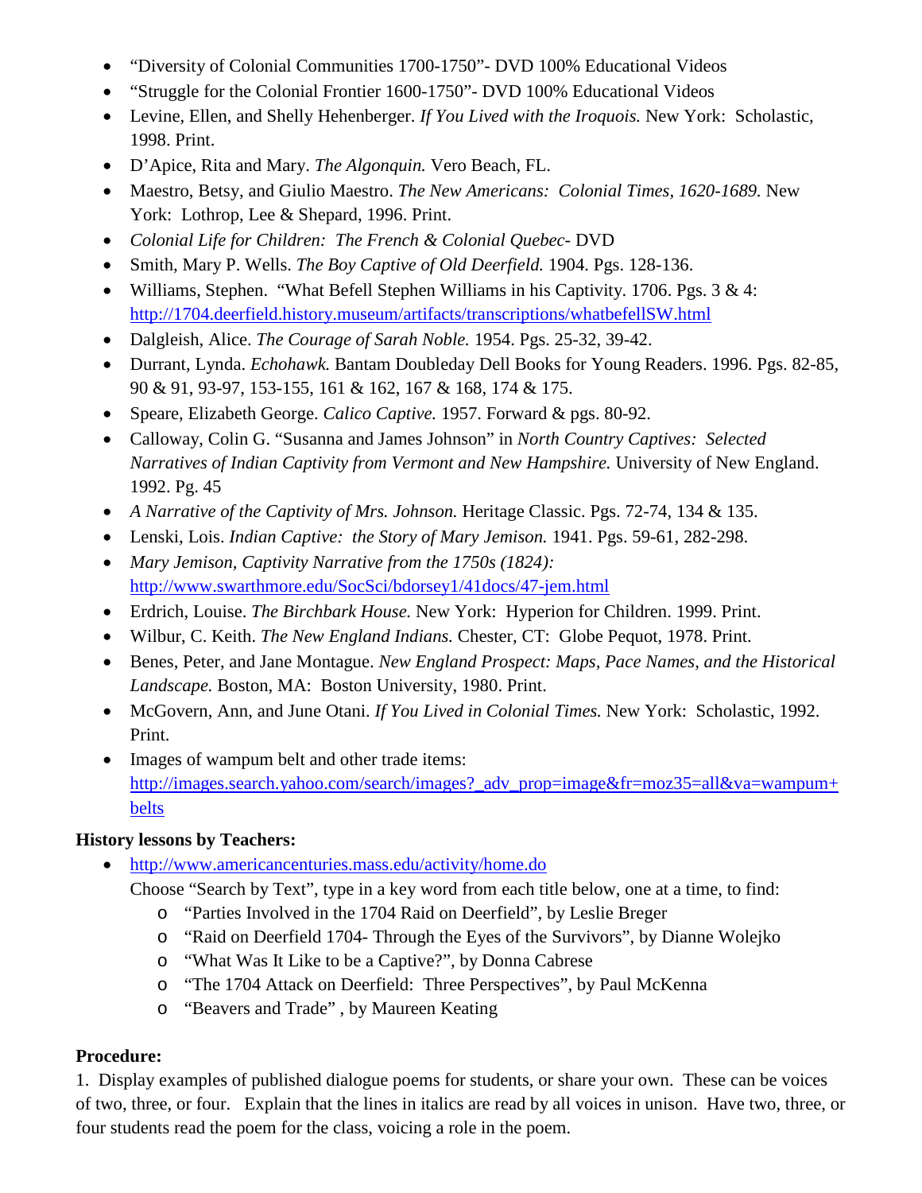- "Diversity of Colonial Communities 1700-1750"- DVD 100% Educational Videos
- "Struggle for the Colonial Frontier 1600-1750"- DVD 100% Educational Videos
- Levine, Ellen, and Shelly Hehenberger. *If You Lived with the Iroquois.* New York: Scholastic, 1998. Print.
- D'Apice, Rita and Mary. *The Algonquin.* Vero Beach, FL.
- Maestro, Betsy, and Giulio Maestro. *The New Americans: Colonial Times, 1620-1689.* New York: Lothrop, Lee & Shepard, 1996. Print.
- *Colonial Life for Children: The French & Colonial Quebec*- DVD
- Smith, Mary P. Wells. *The Boy Captive of Old Deerfield.* 1904. Pgs. 128-136.
- Williams, Stephen. "What Befell Stephen Williams in his Captivity. 1706. Pgs. 3 & 4: http://1704.deerfield.history.museum/artifacts/transcriptions/whatbefellSW.html
- Dalgleish, Alice. *The Courage of Sarah Noble.* 1954. Pgs. 25-32, 39-42.
- Durrant, Lynda. *Echohawk.* Bantam Doubleday Dell Books for Young Readers. 1996. Pgs. 82-85, 90 & 91, 93-97, 153-155, 161 & 162, 167 & 168, 174 & 175.
- Speare, Elizabeth George. *Calico Captive.* 1957. Forward & pgs. 80-92.
- Calloway, Colin G. "Susanna and James Johnson" in *North Country Captives: Selected Narratives of Indian Captivity from Vermont and New Hampshire.* University of New England. 1992. Pg. 45
- *A Narrative of the Captivity of Mrs. Johnson.* Heritage Classic. Pgs. 72-74, 134 & 135.
- Lenski, Lois. *Indian Captive: the Story of Mary Jemison.* 1941. Pgs. 59-61, 282-298.
- *Mary Jemison, Captivity Narrative from the 1750s (1824):* http://www.swarthmore.edu/SocSci/bdorsey1/41docs/47-jem.html
- Erdrich, Louise. *The Birchbark House.* New York: Hyperion for Children. 1999. Print.
- Wilbur, C. Keith. *The New England Indians.* Chester, CT: Globe Pequot, 1978. Print.
- Benes, Peter, and Jane Montague. *New England Prospect: Maps, Pace Names, and the Historical Landscape.* Boston, MA: Boston University, 1980. Print.
- McGovern, Ann, and June Otani. *If You Lived in Colonial Times.* New York: Scholastic, 1992. Print.
- Images of wampum belt and other trade items: http://images.search.yahoo.com/search/images?_adv_prop=image&fr=moz35=all&va=wampum+belts

**History lessons by Teachers:**

- http://www.americancenturies.mass.edu/activity/home.do
  Choose "Search by Text", type in a key word from each title below, one at a time, to find:
  - "Parties Involved in the 1704 Raid on Deerfield", by Leslie Breger
  - "Raid on Deerfield 1704- Through the Eyes of the Survivors", by Dianne Wolejko
  - "What Was It Like to be a Captive?", by Donna Cabrese
  - "The 1704 Attack on Deerfield: Three Perspectives", by Paul McKenna
  - "Beavers and Trade" , by Maureen Keating

**Procedure:**

1. Display examples of published dialogue poems for students, or share your own. These can be voices of two, three, or four. Explain that the lines in italics are read by all voices in unison. Have two, three, or four students read the poem for the class, voicing a role in the poem.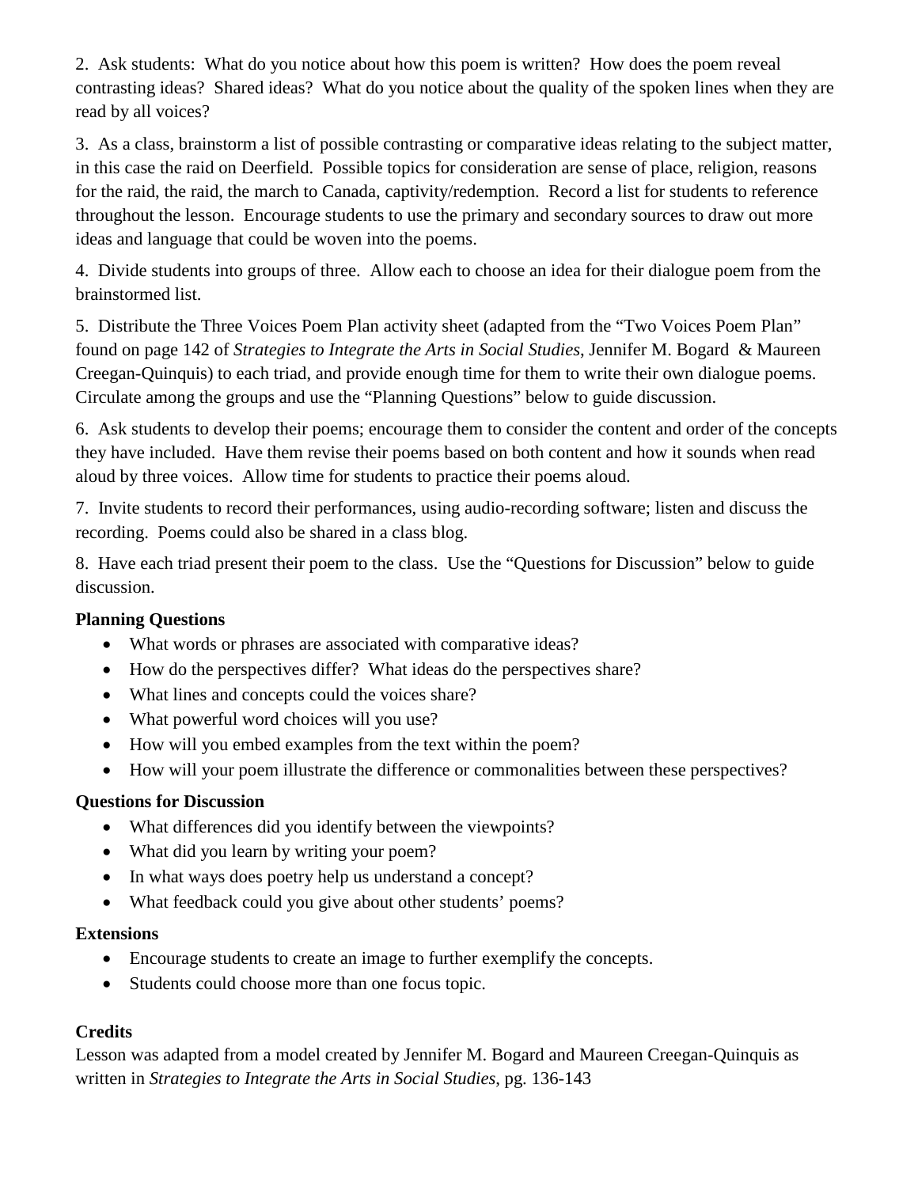2. Ask students: What do you notice about how this poem is written? How does the poem reveal contrasting ideas? Shared ideas? What do you notice about the quality of the spoken lines when they are read by all voices?

3. As a class, brainstorm a list of possible contrasting or comparative ideas relating to the subject matter, in this case the raid on Deerfield. Possible topics for consideration are sense of place, religion, reasons for the raid, the raid, the march to Canada, captivity/redemption. Record a list for students to reference throughout the lesson. Encourage students to use the primary and secondary sources to draw out more ideas and language that could be woven into the poems.

4. Divide students into groups of three. Allow each to choose an idea for their dialogue poem from the brainstormed list.

5. Distribute the Three Voices Poem Plan activity sheet (adapted from the "Two Voices Poem Plan" found on page 142 of *Strategies to Integrate the Arts in Social Studies*, Jennifer M. Bogard & Maureen Creegan-Quinquis) to each triad, and provide enough time for them to write their own dialogue poems. Circulate among the groups and use the "Planning Questions" below to guide discussion.

6. Ask students to develop their poems; encourage them to consider the content and order of the concepts they have included. Have them revise their poems based on both content and how it sounds when read aloud by three voices. Allow time for students to practice their poems aloud.

7. Invite students to record their performances, using audio-recording software; listen and discuss the recording. Poems could also be shared in a class blog.

8. Have each triad present their poem to the class. Use the "Questions for Discussion" below to guide discussion.

**Planning Questions**

- What words or phrases are associated with comparative ideas?
- How do the perspectives differ? What ideas do the perspectives share?
- What lines and concepts could the voices share?
- What powerful word choices will you use?
- How will you embed examples from the text within the poem?
- How will your poem illustrate the difference or commonalities between these perspectives?

**Questions for Discussion**

- What differences did you identify between the viewpoints?
- What did you learn by writing your poem?
- In what ways does poetry help us understand a concept?
- What feedback could you give about other students' poems?

**Extensions**

- Encourage students to create an image to further exemplify the concepts.
- Students could choose more than one focus topic.

**Credits**

Lesson was adapted from a model created by Jennifer M. Bogard and Maureen Creegan-Quinquis as written in *Strategies to Integrate the Arts in Social Studies*, pg. 136-143